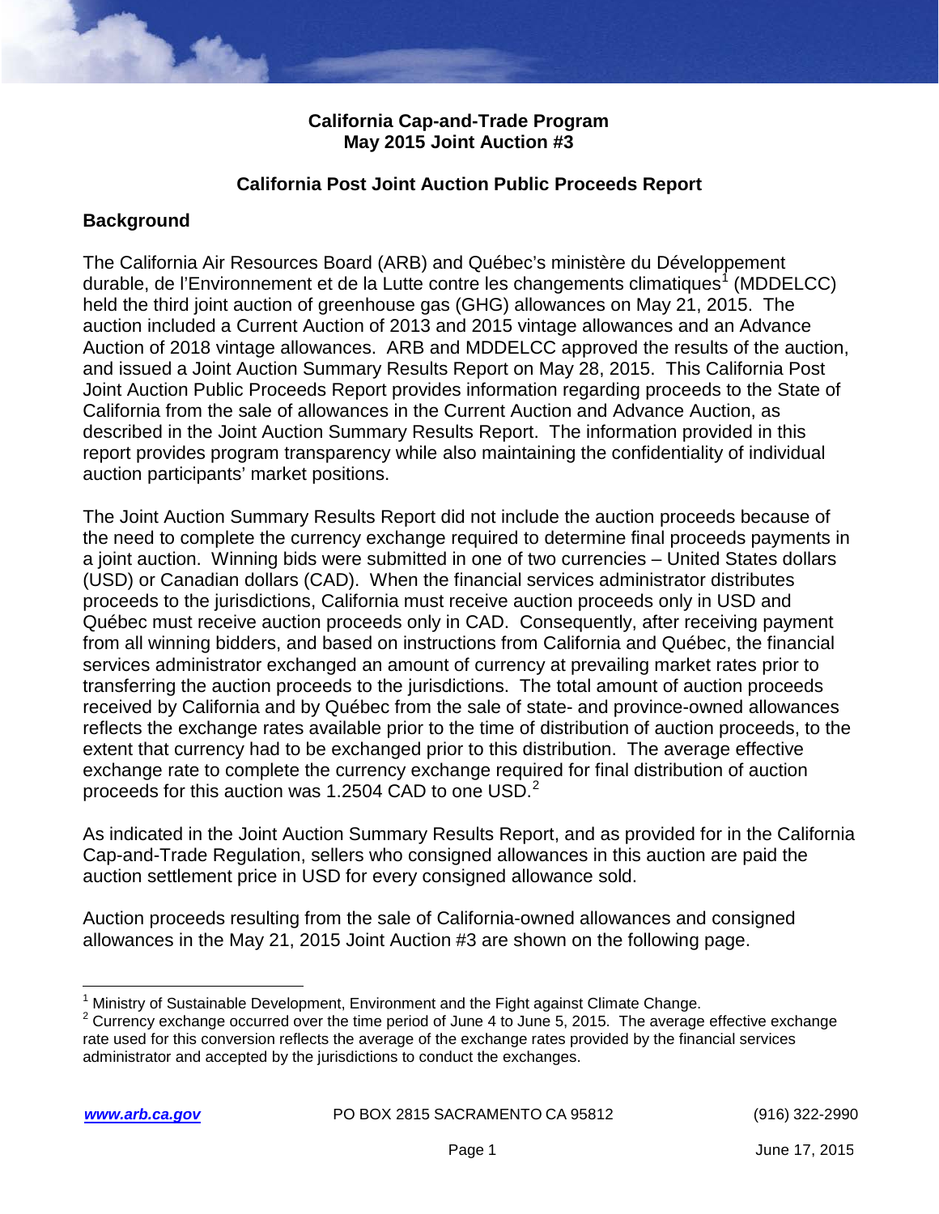**California Cap-and-Trade Program**
**May 2015 Joint Auction #3**

**California Post Joint Auction Public Proceeds Report**

## Background

The California Air Resources Board (ARB) and Québec's ministère du Développement durable, de l'Environnement et de la Lutte contre les changements climatiques[1] (MDDELCC) held the third joint auction of greenhouse gas (GHG) allowances on May 21, 2015. The auction included a Current Auction of 2013 and 2015 vintage allowances and an Advance Auction of 2018 vintage allowances. ARB and MDDELCC approved the results of the auction, and issued a Joint Auction Summary Results Report on May 28, 2015. This California Post Joint Auction Public Proceeds Report provides information regarding proceeds to the State of California from the sale of allowances in the Current Auction and Advance Auction, as described in the Joint Auction Summary Results Report. The information provided in this report provides program transparency while also maintaining the confidentiality of individual auction participants' market positions.

The Joint Auction Summary Results Report did not include the auction proceeds because of the need to complete the currency exchange required to determine final proceeds payments in a joint auction. Winning bids were submitted in one of two currencies – United States dollars (USD) or Canadian dollars (CAD). When the financial services administrator distributes proceeds to the jurisdictions, California must receive auction proceeds only in USD and Québec must receive auction proceeds only in CAD. Consequently, after receiving payment from all winning bidders, and based on instructions from California and Québec, the financial services administrator exchanged an amount of currency at prevailing market rates prior to transferring the auction proceeds to the jurisdictions. The total amount of auction proceeds received by California and by Québec from the sale of state- and province-owned allowances reflects the exchange rates available prior to the time of distribution of auction proceeds, to the extent that currency had to be exchanged prior to this distribution. The average effective exchange rate to complete the currency exchange required for final distribution of auction proceeds for this auction was 1.2504 CAD to one USD.[2]

As indicated in the Joint Auction Summary Results Report, and as provided for in the California Cap-and-Trade Regulation, sellers who consigned allowances in this auction are paid the auction settlement price in USD for every consigned allowance sold.

Auction proceeds resulting from the sale of California-owned allowances and consigned allowances in the May 21, 2015 Joint Auction #3 are shown on the following page.

---

[1] Ministry of Sustainable Development, Environment and the Fight against Climate Change.

[2] Currency exchange occurred over the time period of June 4 to June 5, 2015. The average effective exchange rate used for this conversion reflects the average of the exchange rates provided by the financial services administrator and accepted by the jurisdictions to conduct the exchanges.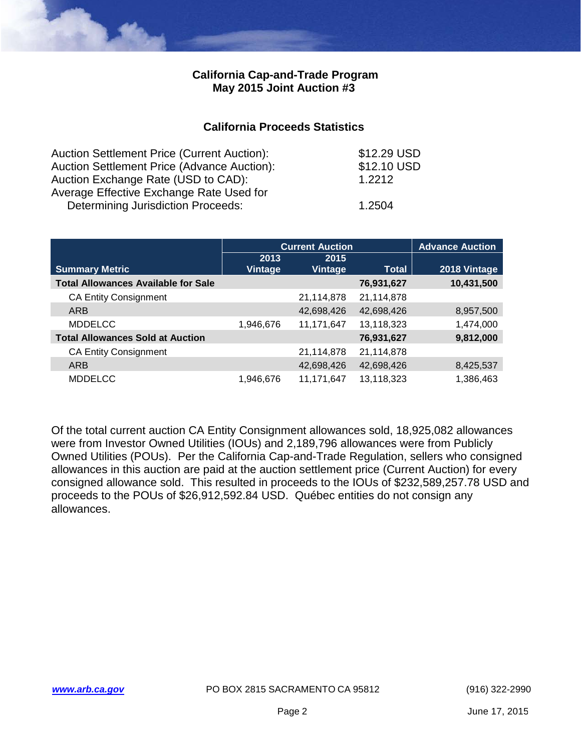## California Cap-and-Trade Program
## May 2015 Joint Auction #3

### California Proceeds Statistics

| | |
|---|---|
| Auction Settlement Price (Current Auction): | $12.29 USD |
| Auction Settlement Price (Advance Auction): | $12.10 USD |
| Auction Exchange Rate (USD to CAD): | 1.2212 |
| Average Effective Exchange Rate Used for Determining Jurisdiction Proceeds: | 1.2504 |

| | Current Auction | | | Advance Auction |
|---|---|---|---|---|
| **Summary Metric** | **2013 Vintage** | **2015 Vintage** | **Total** | **2018 Vintage** |
| **Total Allowances Available for Sale** | | | **76,931,627** | **10,431,500** |
| CA Entity Consignment | | 21,114,878 | 21,114,878 | |
| ARB | | 42,698,426 | 42,698,426 | 8,957,500 |
| MDDELCC | 1,946,676 | 11,171,647 | 13,118,323 | 1,474,000 |
| **Total Allowances Sold at Auction** | | | **76,931,627** | **9,812,000** |
| CA Entity Consignment | | 21,114,878 | 21,114,878 | |
| ARB | | 42,698,426 | 42,698,426 | 8,425,537 |
| MDDELCC | 1,946,676 | 11,171,647 | 13,118,323 | 1,386,463 |

Of the total current auction CA Entity Consignment allowances sold, 18,925,082 allowances were from Investor Owned Utilities (IOUs) and 2,189,796 allowances were from Publicly Owned Utilities (POUs). Per the California Cap-and-Trade Regulation, sellers who consigned allowances in this auction are paid at the auction settlement price (Current Auction) for every consigned allowance sold. This resulted in proceeds to the IOUs of $232,589,257.78 USD and proceeds to the POUs of $26,912,592.84 USD. Québec entities do not consign any allowances.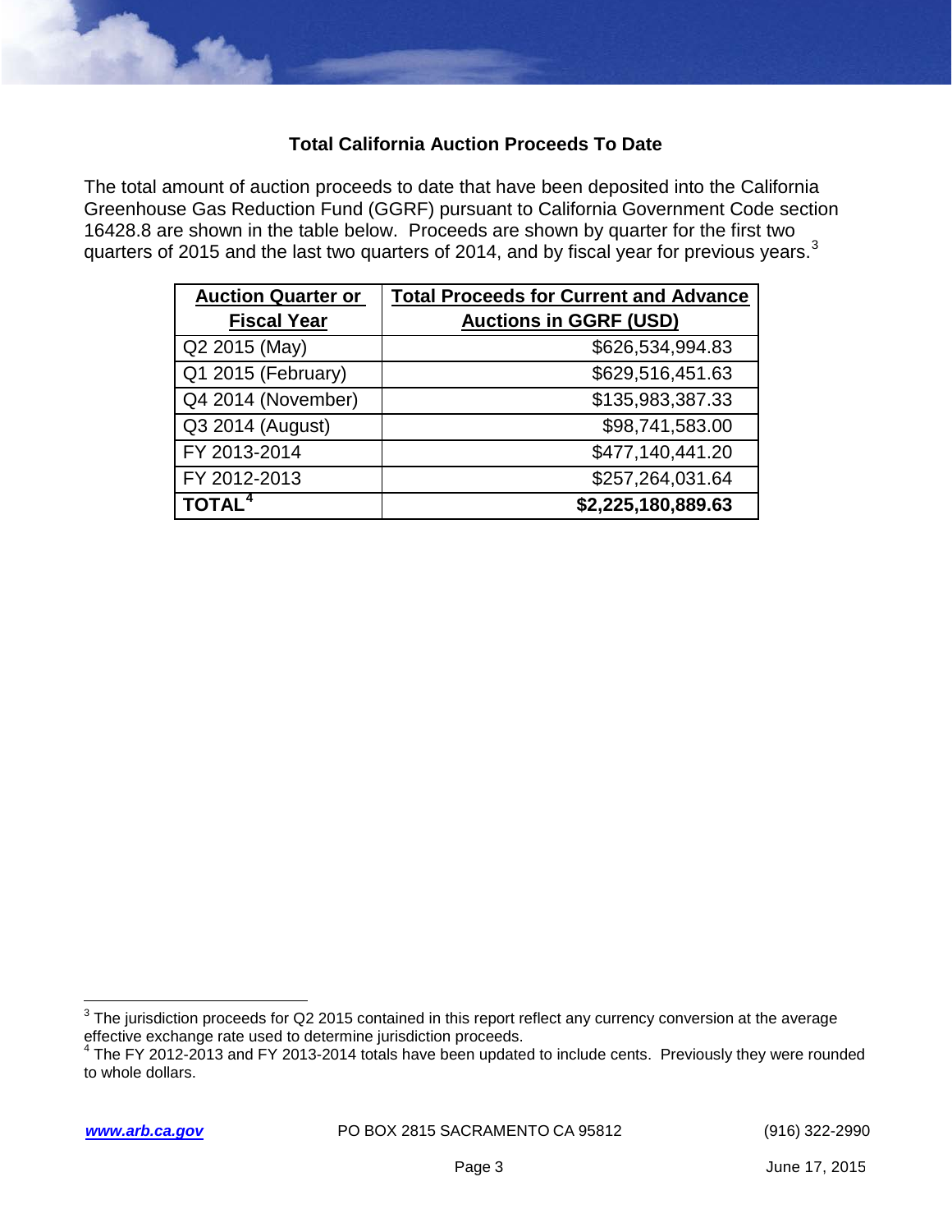## Total California Auction Proceeds To Date

The total amount of auction proceeds to date that have been deposited into the California Greenhouse Gas Reduction Fund (GGRF) pursuant to California Government Code section 16428.8 are shown in the table below. Proceeds are shown by quarter for the first two quarters of 2015 and the last two quarters of 2014, and by fiscal year for previous years.[3]

| Auction Quarter or Fiscal Year | Total Proceeds for Current and Advance Auctions in GGRF (USD) |
|---|---:|
| Q2 2015 (May) | $626,534,994.83 |
| Q1 2015 (February) | $629,516,451.63 |
| Q4 2014 (November) | $135,983,387.33 |
| Q3 2014 (August) | $98,741,583.00 |
| FY 2013-2014 | $477,140,441.20 |
| FY 2012-2013 | $257,264,031.64 |
| **TOTAL**[4] | **$2,225,180,889.63** |

[3] The jurisdiction proceeds for Q2 2015 contained in this report reflect any currency conversion at the average effective exchange rate used to determine jurisdiction proceeds.

[4] The FY 2012-2013 and FY 2013-2014 totals have been updated to include cents. Previously they were rounded to whole dollars.

www.arb.ca.gov PO BOX 2815 SACRAMENTO CA 95812 (916) 322-2990

June 17, 2015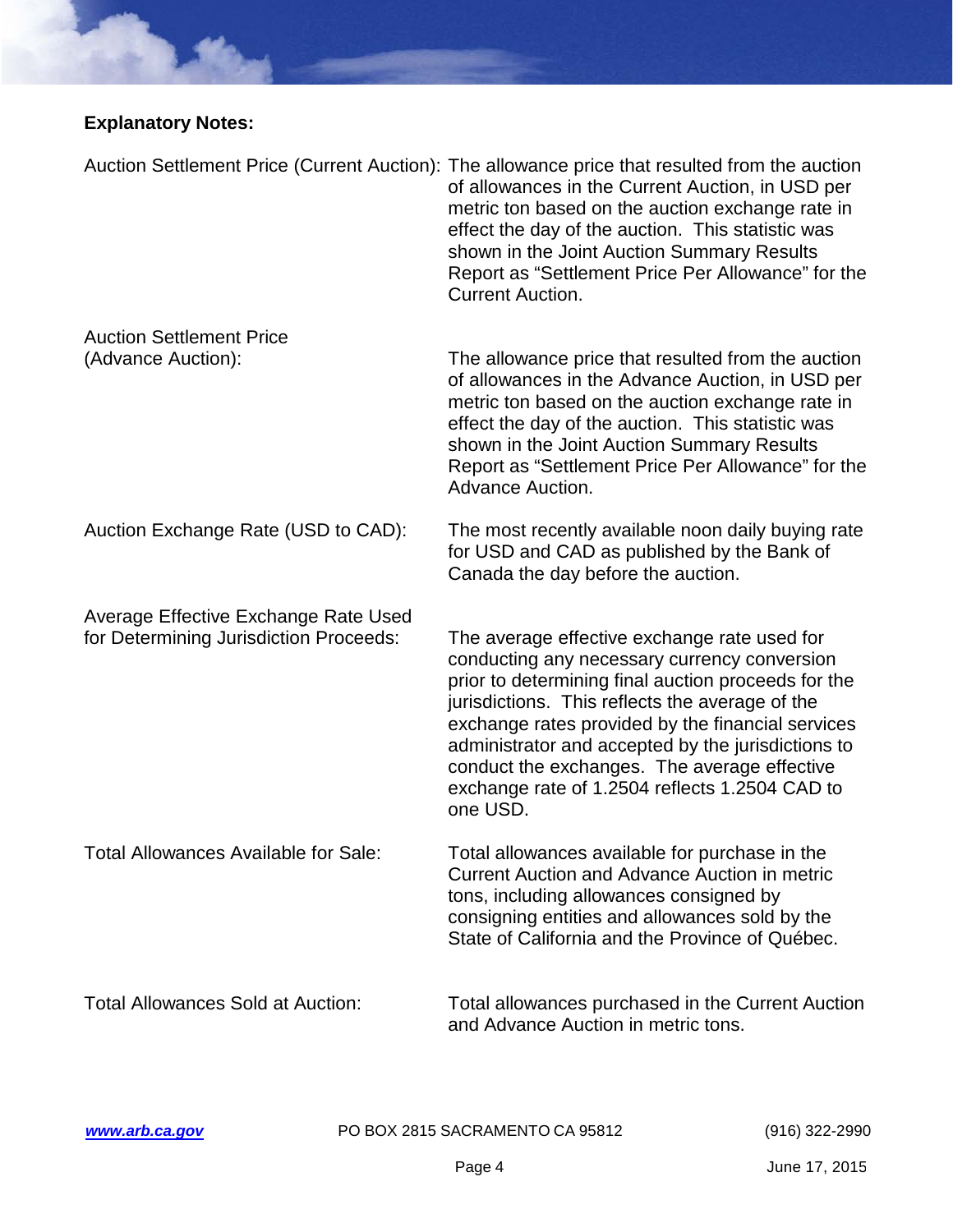**Explanatory Notes:**

| | |
|---|---|
| Auction Settlement Price (Current Auction): | The allowance price that resulted from the auction of allowances in the Current Auction, in USD per metric ton based on the auction exchange rate in effect the day of the auction. This statistic was shown in the Joint Auction Summary Results Report as "Settlement Price Per Allowance" for the Current Auction. |
| Auction Settlement Price (Advance Auction): | The allowance price that resulted from the auction of allowances in the Advance Auction, in USD per metric ton based on the auction exchange rate in effect the day of the auction. This statistic was shown in the Joint Auction Summary Results Report as "Settlement Price Per Allowance" for the Advance Auction. |
| Auction Exchange Rate (USD to CAD): | The most recently available noon daily buying rate for USD and CAD as published by the Bank of Canada the day before the auction. |
| Average Effective Exchange Rate Used for Determining Jurisdiction Proceeds: | The average effective exchange rate used for conducting any necessary currency conversion prior to determining final auction proceeds for the jurisdictions. This reflects the average of the exchange rates provided by the financial services administrator and accepted by the jurisdictions to conduct the exchanges. The average effective exchange rate of 1.2504 reflects 1.2504 CAD to one USD. |
| Total Allowances Available for Sale: | Total allowances available for purchase in the Current Auction and Advance Auction in metric tons, including allowances consigned by consigning entities and allowances sold by the State of California and the Province of Québec. |
| Total Allowances Sold at Auction: | Total allowances purchased in the Current Auction and Advance Auction in metric tons. |